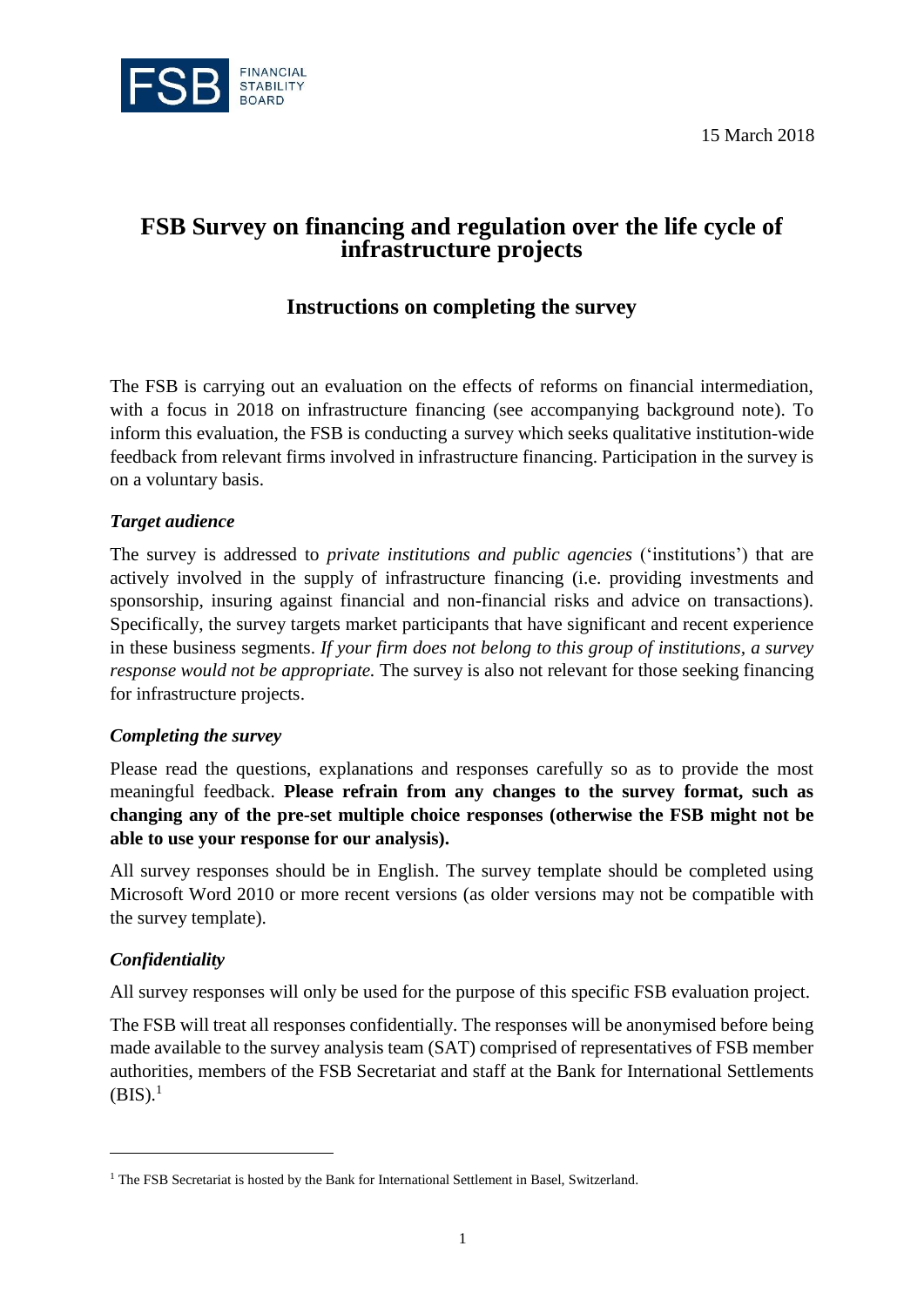15 March 2018

# FSB Survey on financing and regulation over the life cycle of infrastructure projects

## Instructions on completing the survey

The FSB is carrying out an evaluation on the effects of reforms on financial intermediation, with a focus in 2018 on infrastructure financing (see accompanying background note). To inform this evaluation, the FSB is conducting a survey which seeks qualitative institution-wide feedback from relevant firms involved in infrastructure financing. Participation in the survey is on a voluntary basis.

### *Target audience*

The survey is addressed to *private institutions and public agencies* ('institutions') that are actively involved in the supply of infrastructure financing (i.e. providing investments and sponsorship, insuring against financial and non-financial risks and advice on transactions). Specifically, the survey targets market participants that have significant and recent experience in these business segments. *If your firm does not belong to this group of institutions, a survey response would not be appropriate.* The survey is also not relevant for those seeking financing for infrastructure projects.

### *Completing the survey*

Please read the questions, explanations and responses carefully so as to provide the most meaningful feedback. **Please refrain from any changes to the survey format, such as changing any of the pre-set multiple choice responses (otherwise the FSB might not be able to use your response for our analysis).**

All survey responses should be in English. The survey template should be completed using Microsoft Word 2010 or more recent versions (as older versions may not be compatible with the survey template).

### *Confidentiality*

All survey responses will only be used for the purpose of this specific FSB evaluation project.

The FSB will treat all responses confidentially. The responses will be anonymised before being made available to the survey analysis team (SAT) comprised of representatives of FSB member authorities, members of the FSB Secretariat and staff at the Bank for International Settlements (BIS).[1]

---

[1] The FSB Secretariat is hosted by the Bank for International Settlement in Basel, Switzerland.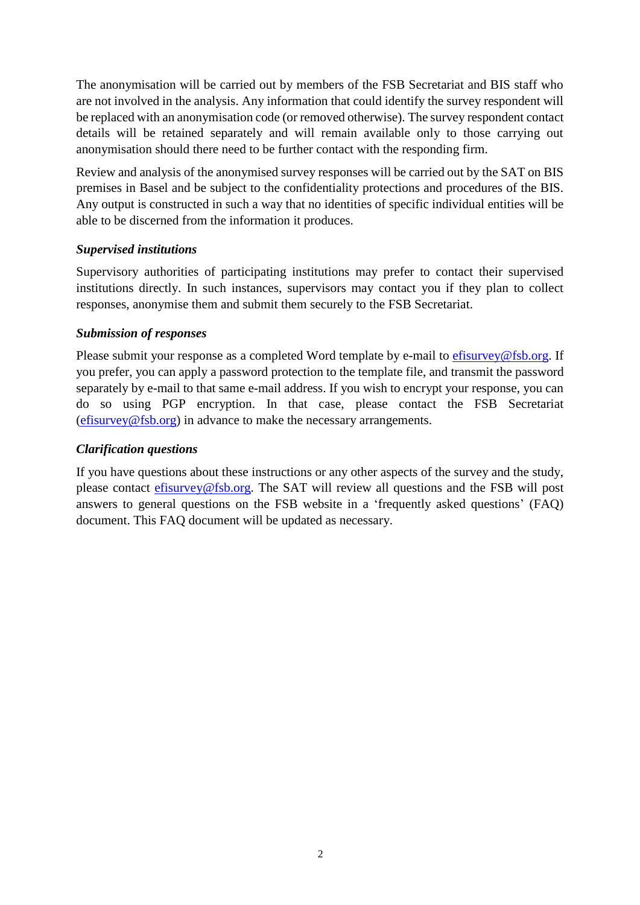The anonymisation will be carried out by members of the FSB Secretariat and BIS staff who are not involved in the analysis. Any information that could identify the survey respondent will be replaced with an anonymisation code (or removed otherwise). The survey respondent contact details will be retained separately and will remain available only to those carrying out anonymisation should there need to be further contact with the responding firm.

Review and analysis of the anonymised survey responses will be carried out by the SAT on BIS premises in Basel and be subject to the confidentiality protections and procedures of the BIS. Any output is constructed in such a way that no identities of specific individual entities will be able to be discerned from the information it produces.

### *Supervised institutions*

Supervisory authorities of participating institutions may prefer to contact their supervised institutions directly. In such instances, supervisors may contact you if they plan to collect responses, anonymise them and submit them securely to the FSB Secretariat.

### *Submission of responses*

Please submit your response as a completed Word template by e-mail to efisurvey@fsb.org. If you prefer, you can apply a password protection to the template file, and transmit the password separately by e-mail to that same e-mail address. If you wish to encrypt your response, you can do so using PGP encryption. In that case, please contact the FSB Secretariat (efisurvey@fsb.org) in advance to make the necessary arrangements.

### *Clarification questions*

If you have questions about these instructions or any other aspects of the survey and the study, please contact efisurvey@fsb.org. The SAT will review all questions and the FSB will post answers to general questions on the FSB website in a 'frequently asked questions' (FAQ) document. This FAQ document will be updated as necessary.